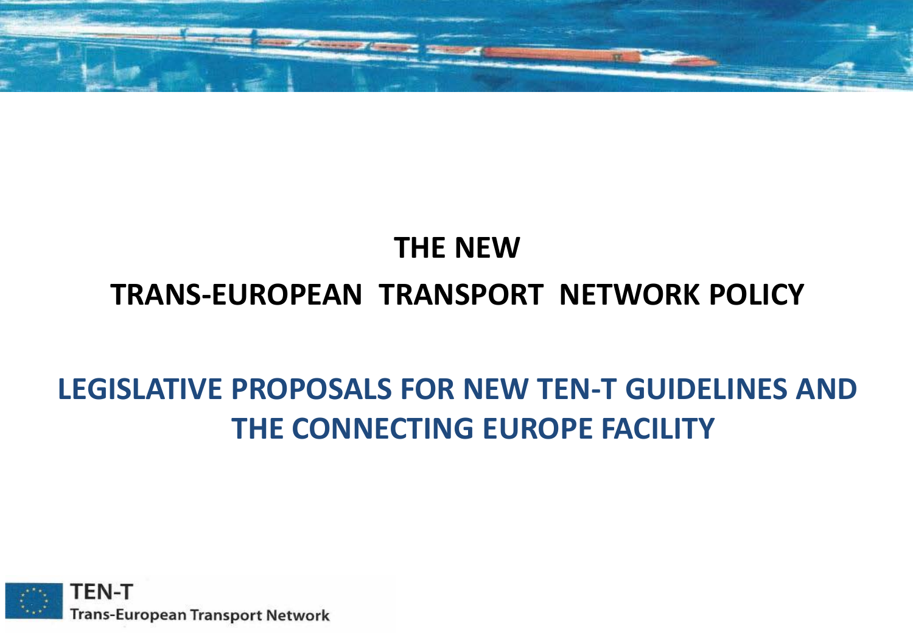# THE NEW

# TRANS-EUROPEAN TRANSPORT NETWORK POLICY

## LEGISLATIVE PROPOSALS FOR NEW TEN-T GUIDELINES AND THE CONNECTING EUROPE FACILITY

TEN-T

Trans-European Transport Network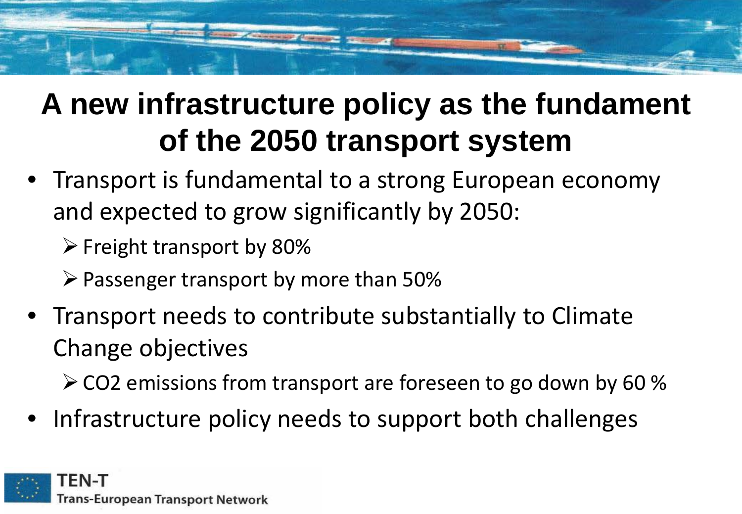# A new infrastructure policy as the fundament of the 2050 transport system

- Transport is fundamental to a strong European economy and expected to grow significantly by 2050:
  - Freight transport by 80%
  - Passenger transport by more than 50%
- Transport needs to contribute substantially to Climate Change objectives
  - $CO_2$ emissions from transport are foreseen to go down by 60 %
- Infrastructure policy needs to support both challenges

**TEN-T**
Trans-European Transport Network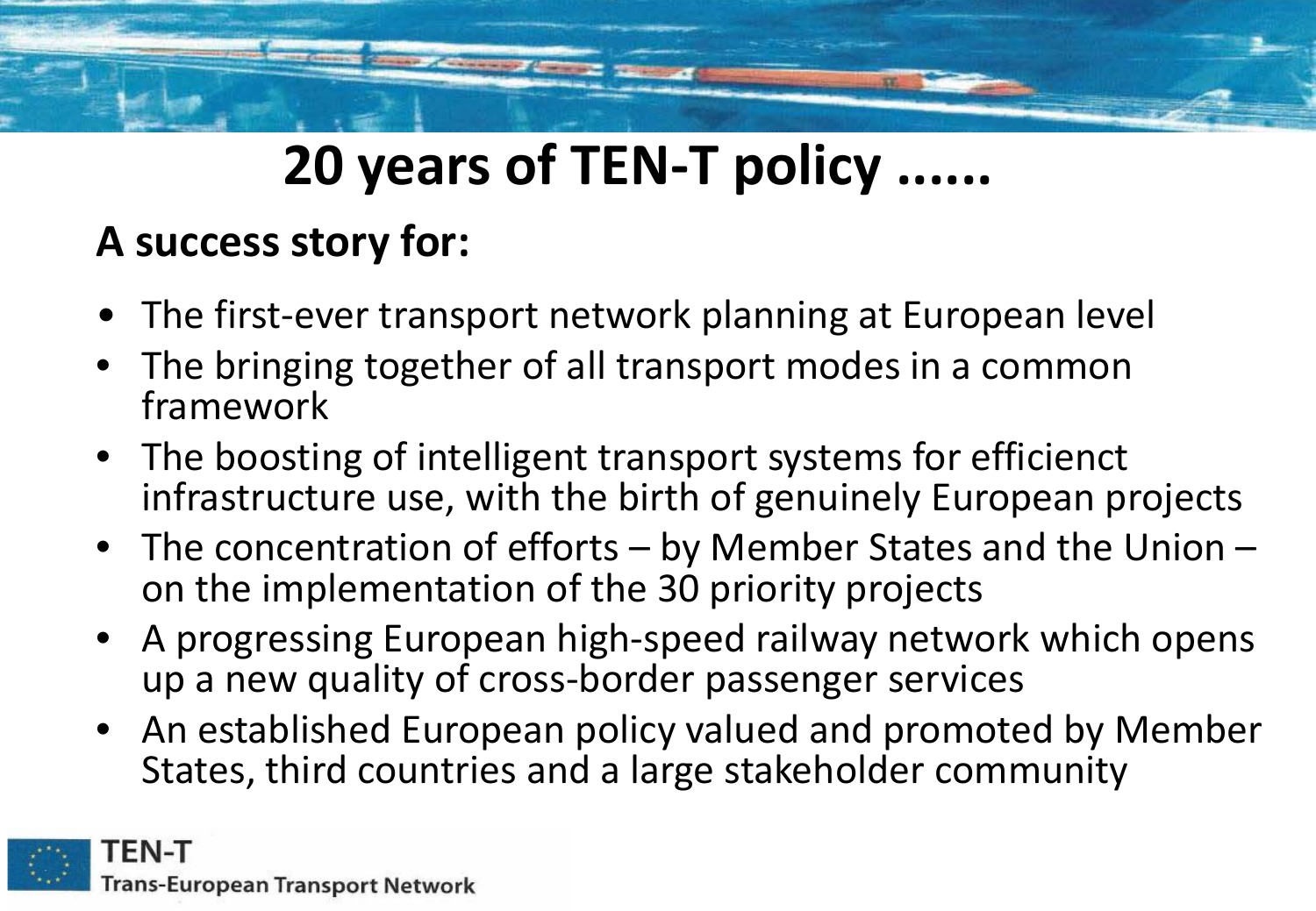# 20 years of TEN-T policy ......

## A success story for:

- The first-ever transport network planning at European level
- The bringing together of all transport modes in a common framework
- The boosting of intelligent transport systems for efficienct infrastructure use, with the birth of genuinely European projects
- The concentration of efforts – by Member States and the Union – on the implementation of the 30 priority projects
- A progressing European high-speed railway network which opens up a new quality of cross-border passenger services
- An established European policy valued and promoted by Member States, third countries and a large stakeholder community

TEN-T
Trans-European Transport Network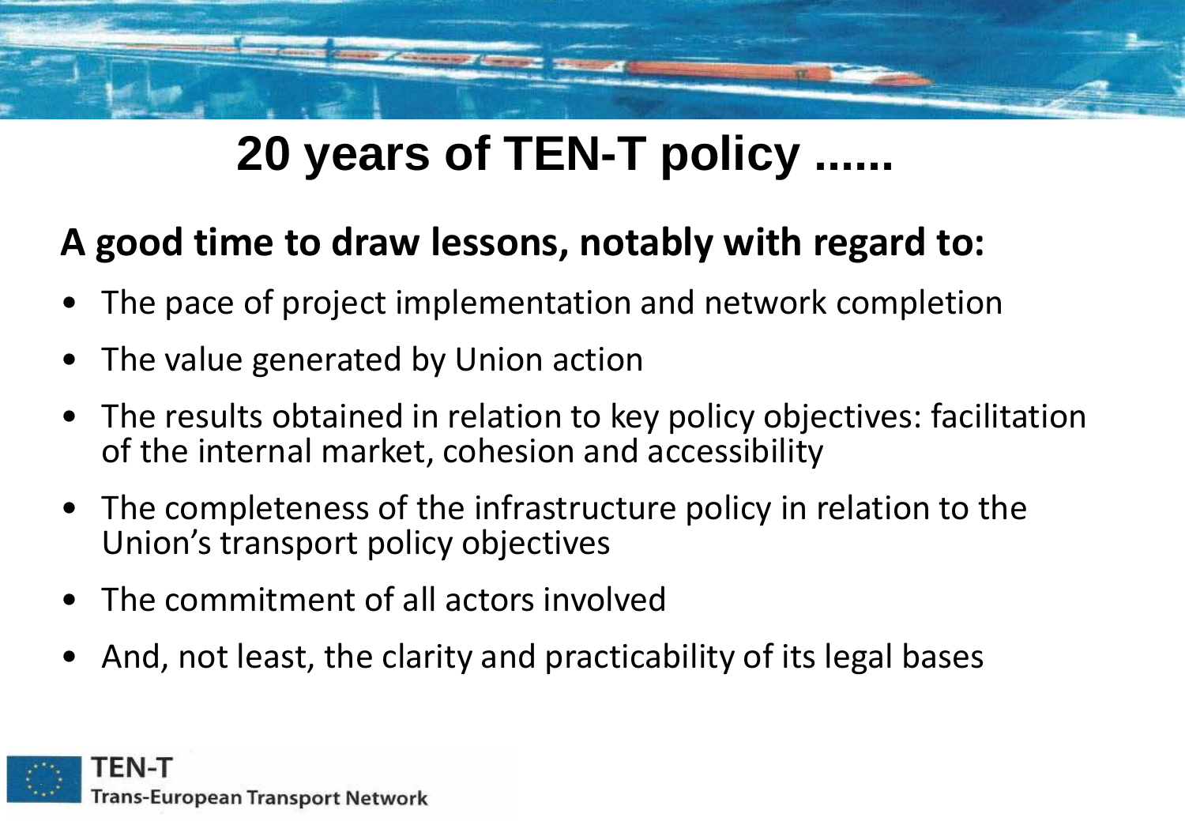# 20 years of TEN-T policy ......

**A good time to draw lessons, notably with regard to:**

- The pace of project implementation and network completion
- The value generated by Union action
- The results obtained in relation to key policy objectives: facilitation of the internal market, cohesion and accessibility
- The completeness of the infrastructure policy in relation to the Union's transport policy objectives
- The commitment of all actors involved
- And, not least, the clarity and practicability of its legal bases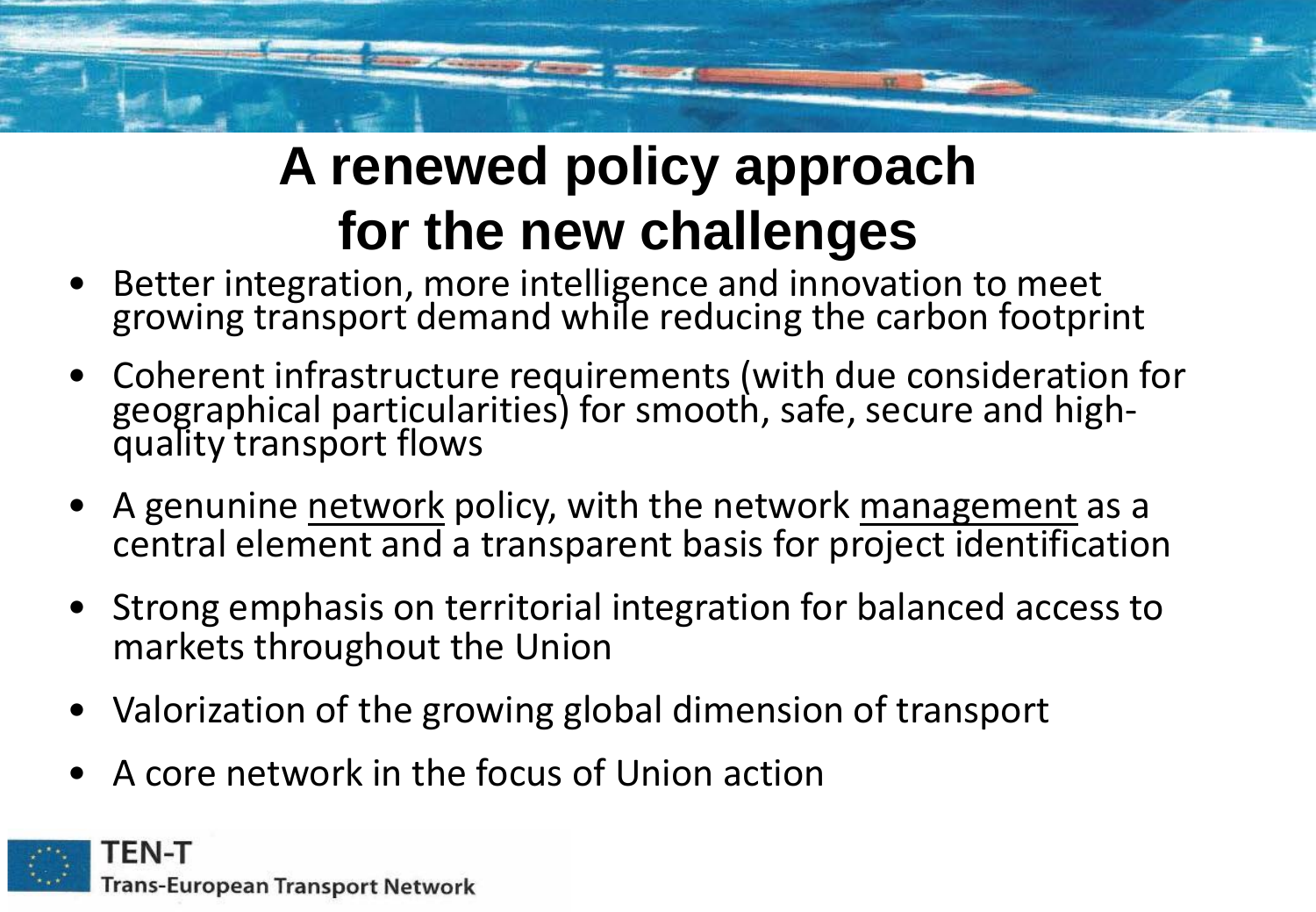# A renewed policy approach for the new challenges

- Better integration, more intelligence and innovation to meet growing transport demand while reducing the carbon footprint
- Coherent infrastructure requirements (with due consideration for geographical particularities) for smooth, safe, secure and high-quality transport flows
- A genuine network policy, with the network management as a central element and a transparent basis for project identification
- Strong emphasis on territorial integration for balanced access to markets throughout the Union
- Valorization of the growing global dimension of transport
- A core network in the focus of Union action

TEN-T
Trans-European Transport Network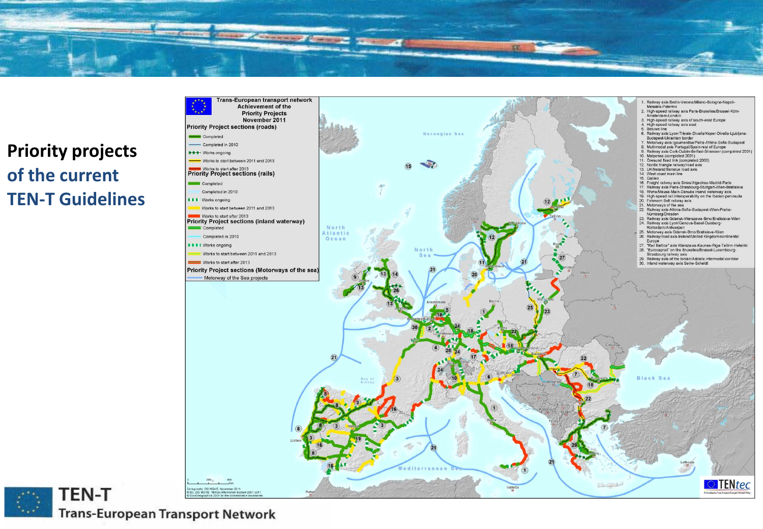# Priority projects of the current TEN-T Guidelines

**Trans-European transport network**
**Achievement of the Priority Projects**
**November 2011**

**Priority Project sections (roads)**
- Completed
- Completed in 2010
- Works ongoing
- Works to start between 2011 and 2013
- Works to start after 2013

**Priority Project sections (rails)**
- Completed
- Completed in 2010
- Works ongoing
- Works to start between 2011 and 2013
- Works to start after 2013

**Priority Project sections (inland waterway)**
- Completed
- Completed in 2010
- Works ongoing
- Works to start between 2011 and 2013
- Works to start after 2013

**Priority Project sections (Motorways of the sea)**
- Motorway of the Sea projects

1. Railway axis Berlin-Verona/Milano-Bologna-Napoli-Messina-Palermo
2. High-speed railway axis Paris-Bruxelles/Brussel-Köln-Amsterdam-London
3. High-speed railway axis of south-west Europe
4. High-speed railway axis east
5. Betuwe line
6. Railway axis Lyon-Trieste-Divača/Koper-Divača-Ljubljana-Budapest-Ukrainian border
7. Motorway axis Igoumenitsa/Patra-Athina-Sofia-Budapest
8. Multimodal axis Portugal/Spain-rest of Europe
9. Railway axis Cork-Dublin-Belfast-Stranraer (completed 2001)
10. Malpensa (completed 2001)
11. Öresund fixed link (completed 2000)
12. Nordic triangle railway/road axis
13. UK/Ireland/Benelux road axis
14. West coast main line
15. Galileo
16. Freight railway axis Sines/Algeciras-Madrid-Paris
17. Railway axis Paris-Strasbourg-Stuttgart-Wien-Bratislava
18. Rhine/Meuse-Main-Danube inland waterway axis
19. High-speed rail interoperability on the Iberian peninsula
20. Fehmarn Belt railway axis
21. Motorways of the sea
22. Railway axis Athina-Sofia-Budapest-Wien-Praha-Nürnberg/Dresden
23. Railway axis Gdansk-Warszawa-Brno/Bratislava-Wien
24. Railway axis Lyon/Genova-Basel-Duisburg-Rotterdam/Antwerpen
25. Motorway axis Gdansk-Brno/Bratislava-Wien
26. Railway/road axis Ireland/United Kingdom/continental Europe
27. "Rail Baltica" axis Warszawa-Kaunas-Riga-Tallinn-Helsinki
28. "Eurocaprail" on the Bruxelles/Brussel-Luxembourg-Strasbourg railway axis
29. Railway axis of the Ionian/Adriatic intermodal corridor
30. Inland waterway axis Seine-Scheldt

Cartography: DG MOVE, November 2011
© EC, DG MOVE, TENtec Information System 2007-2011
© EuroGeographics 2001 for the administrative boundaries

**TEN-T**
**Trans-European Transport Network**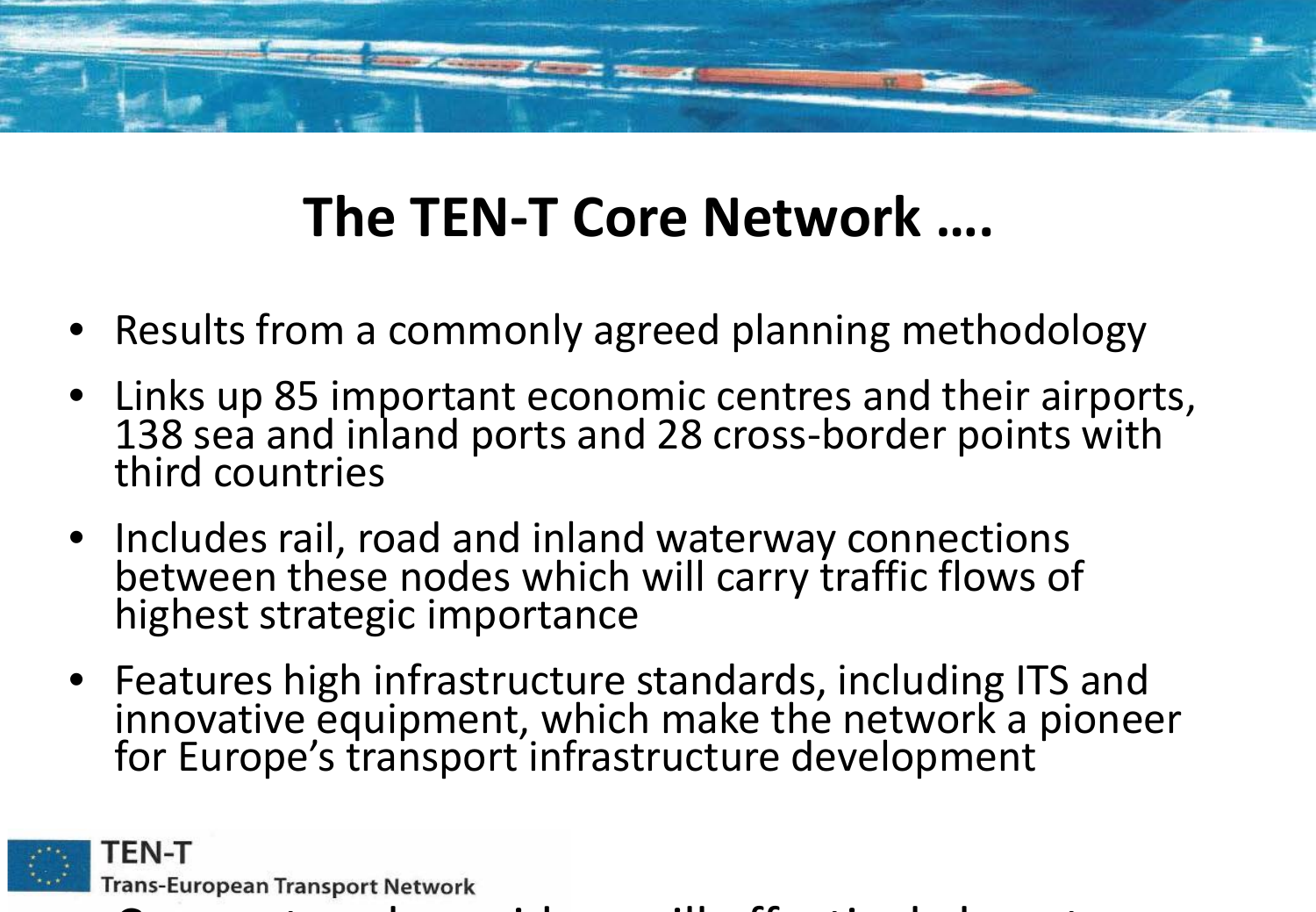# The TEN-T Core Network ….

- Results from a commonly agreed planning methodology
- Links up 85 important economic centres and their airports, 138 sea and inland ports and 28 cross-border points with third countries
- Includes rail, road and inland waterway connections between these nodes which will carry traffic flows of highest strategic importance
- Features high infrastructure standards, including ITS and innovative equipment, which make the network a pioneer for Europe's transport infrastructure development

TEN-T
Trans-European Transport Network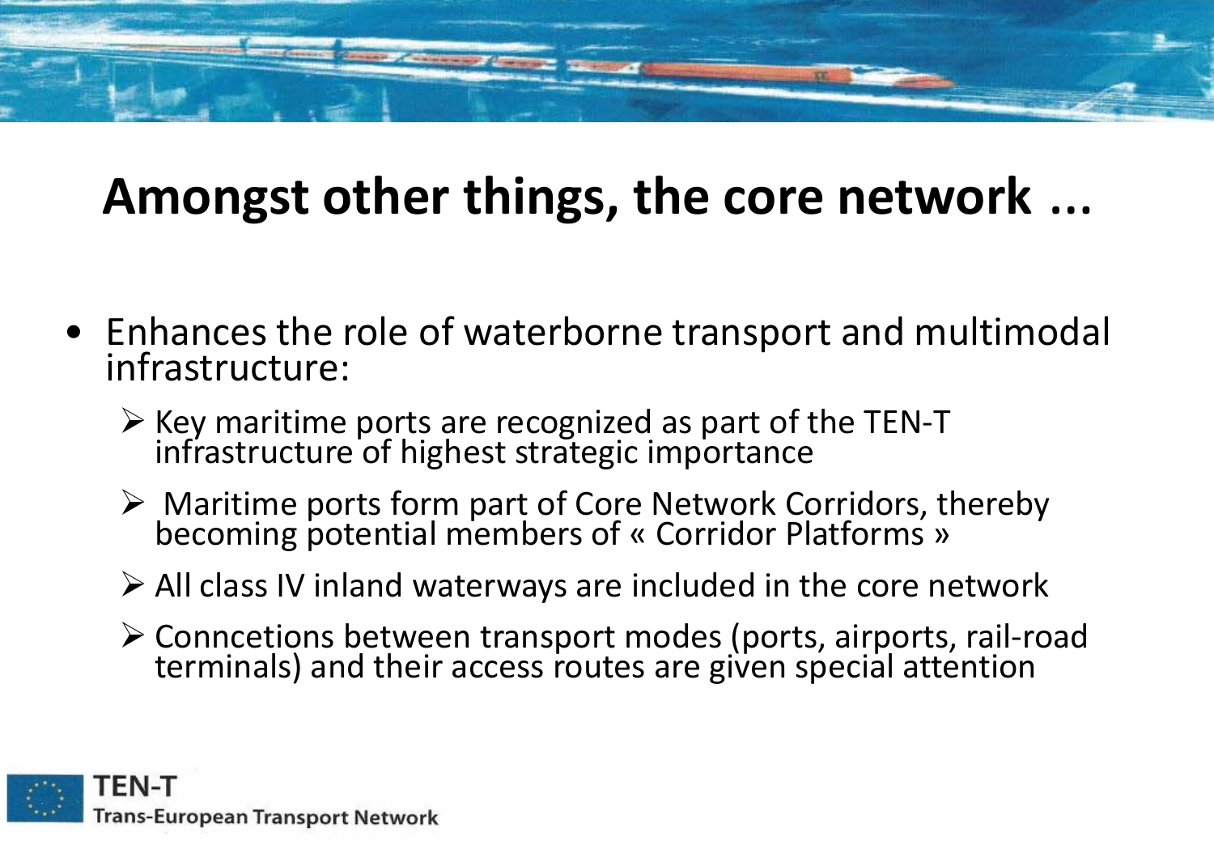# Amongst other things, the core network ...

- Enhances the role of waterborne transport and multimodal infrastructure:
  - Key maritime ports are recognized as part of the TEN-T infrastructure of highest strategic importance
  - Maritime ports form part of Core Network Corridors, thereby becoming potential members of « Corridor Platforms »
  - All class IV inland waterways are included in the core network
  - Conncetions between transport modes (ports, airports, rail-road terminals) and their access routes are given special attention

TEN-T
Trans-European Transport Network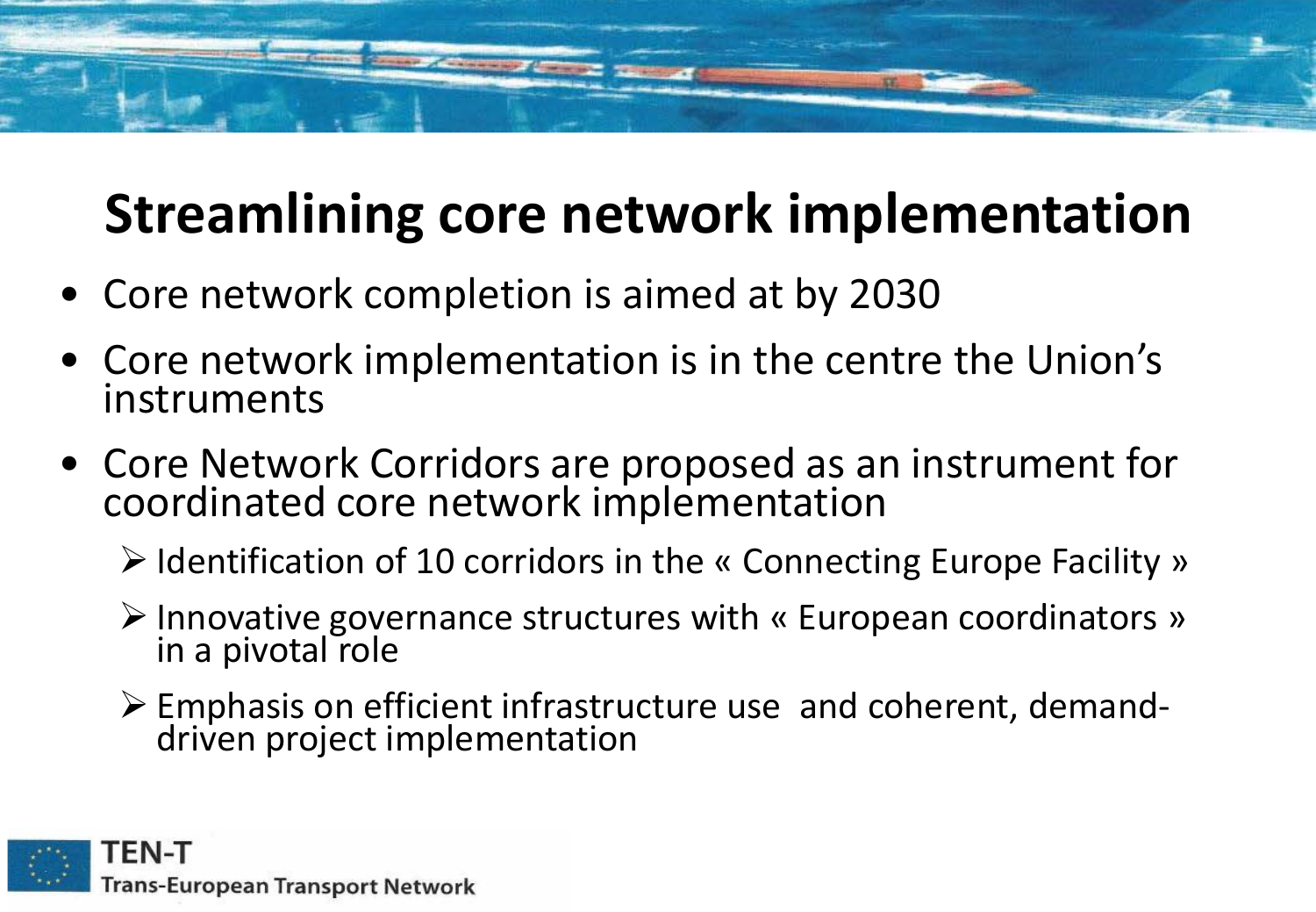# Streamlining core network implementation

- Core network completion is aimed at by 2030
- Core network implementation is in the centre the Union's instruments
- Core Network Corridors are proposed as an instrument for coordinated core network implementation
  - Identification of 10 corridors in the « Connecting Europe Facility »
  - Innovative governance structures with « European coordinators » in a pivotal role
  - Emphasis on efficient infrastructure use and coherent, demand-driven project implementation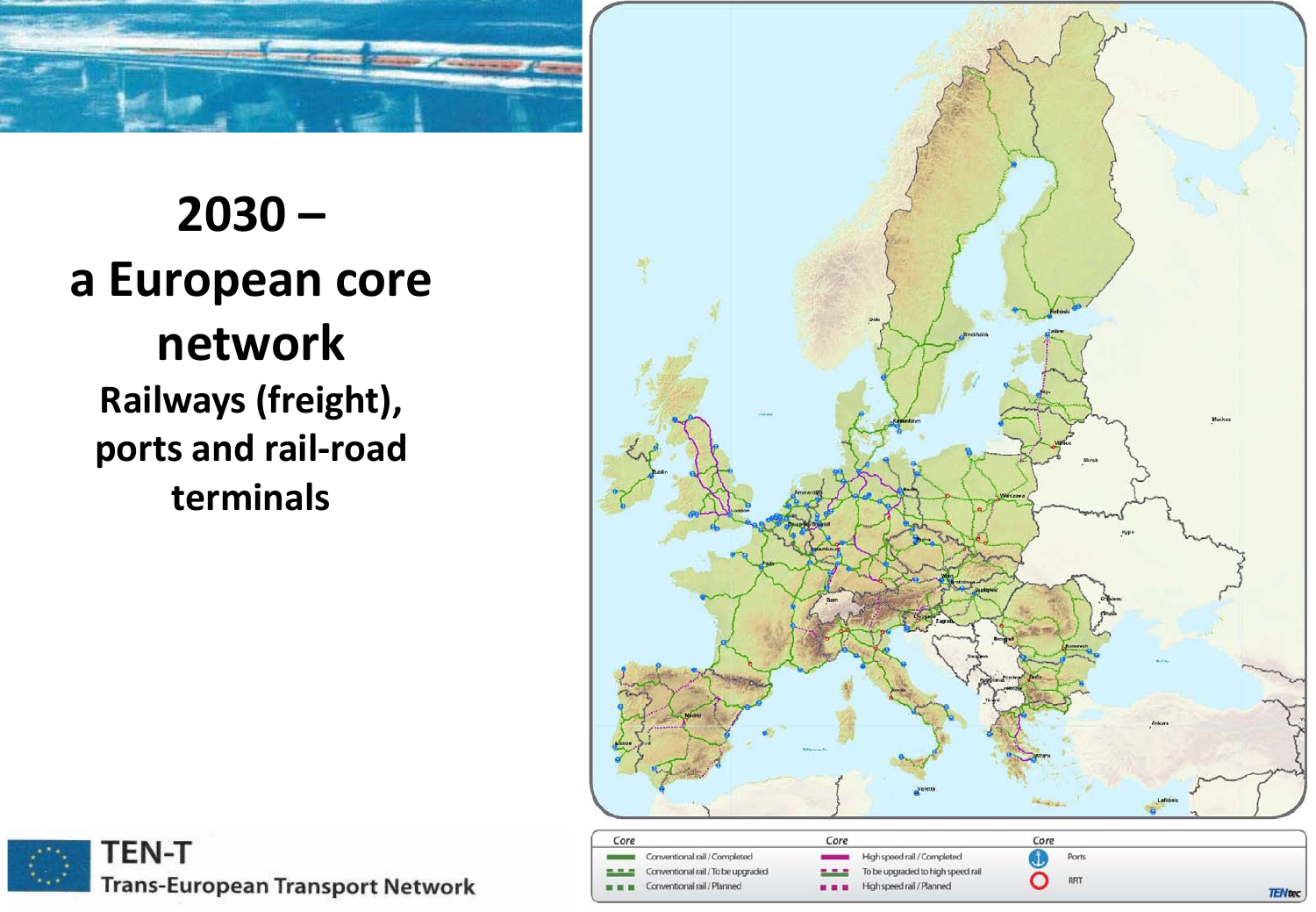# 2030 – a European core network

**Railways (freight), ports and rail-road terminals**

| Core | | Core | | Core | |
|---|---|---|---|---|---|
| Conventional rail / Completed | | High speed rail / Completed | | Ports | |
| Conventional rail / To be upgraded | | To be upgraded to high speed rail | | RRT | |
| Conventional rail / Planned | | High speed rail / Planned | | | |

**TEN-T**
Trans-European Transport Network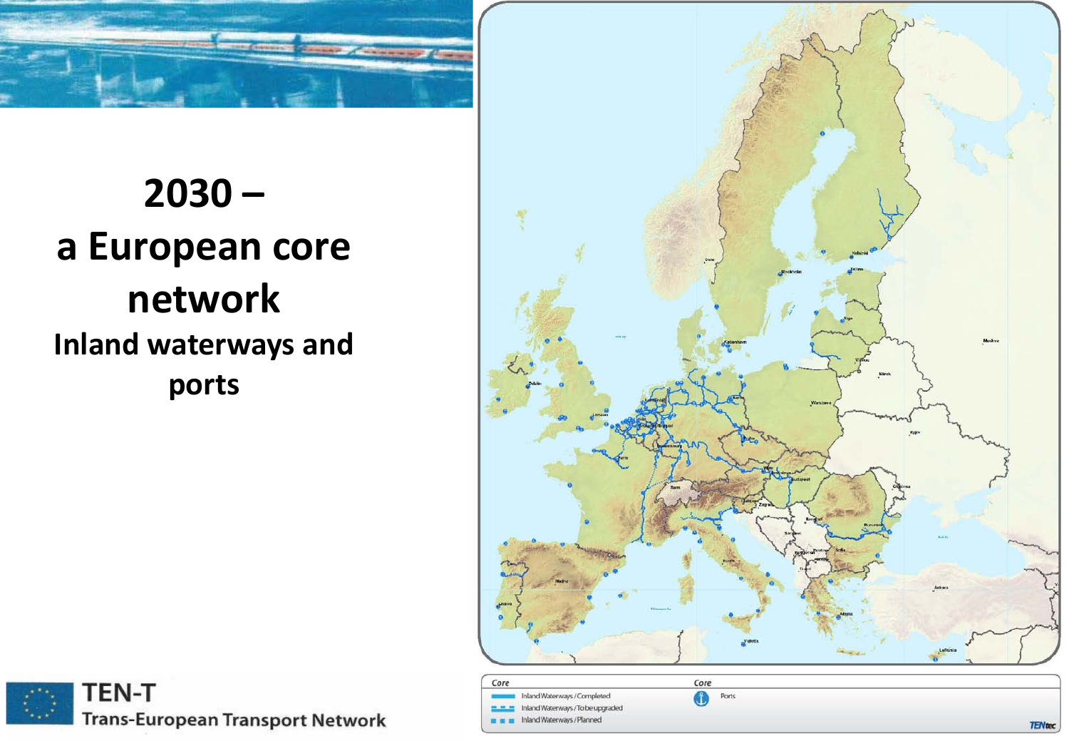# 2030 – a European core network

## Inland waterways and ports

**TEN-T**
Trans-European Transport Network

| Core | Core |
| --- | --- |
| Inland Waterways / Completed | Ports |
| Inland Waterways / To be upgraded | |
| Inland Waterways / Planned | |

TENtec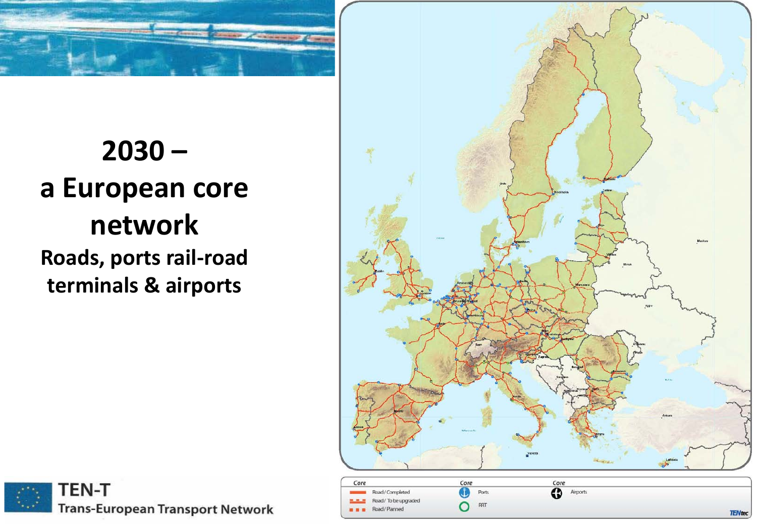# 2030 – a European core network

**Roads, ports rail-road terminals & airports**

**TEN-T**
Trans-European Transport Network

| Core | Core | Core |
| --- | --- | --- |
| Road / Completed | Ports | Airports |
| Road / To be upgraded | RRT | |
| Road / Planned | | |

TENtec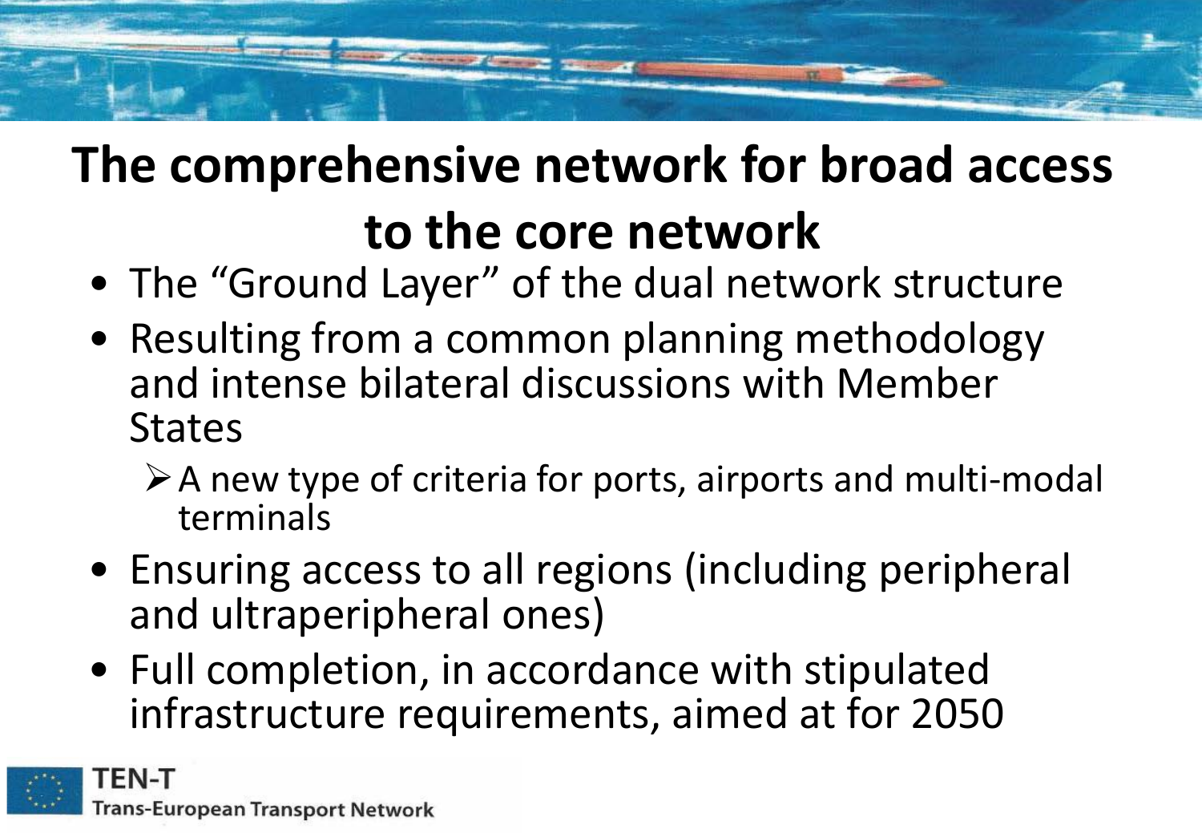# The comprehensive network for broad access to the core network

- The "Ground Layer" of the dual network structure
- Resulting from a common planning methodology and intense bilateral discussions with Member States
  - A new type of criteria for ports, airports and multi-modal terminals
- Ensuring access to all regions (including peripheral and ultraperipheral ones)
- Full completion, in accordance with stipulated infrastructure requirements, aimed at for 2050

TEN-T
Trans-European Transport Network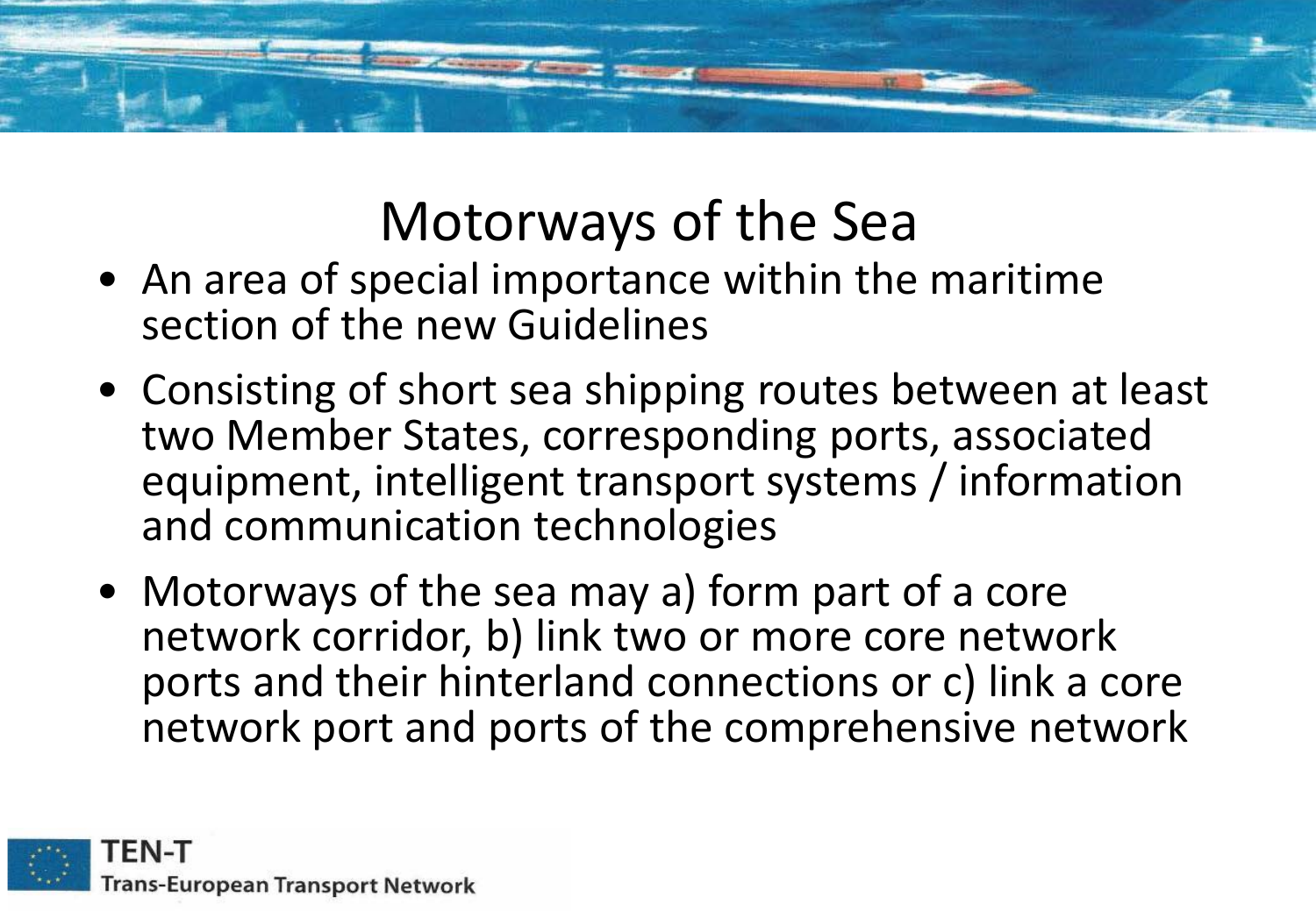# Motorways of the Sea

- An area of special importance within the maritime section of the new Guidelines
- Consisting of short sea shipping routes between at least two Member States, corresponding ports, associated equipment, intelligent transport systems / information and communication technologies
- Motorways of the sea may a) form part of a core network corridor, b) link two or more core network ports and their hinterland connections or c) link a core network port and ports of the comprehensive network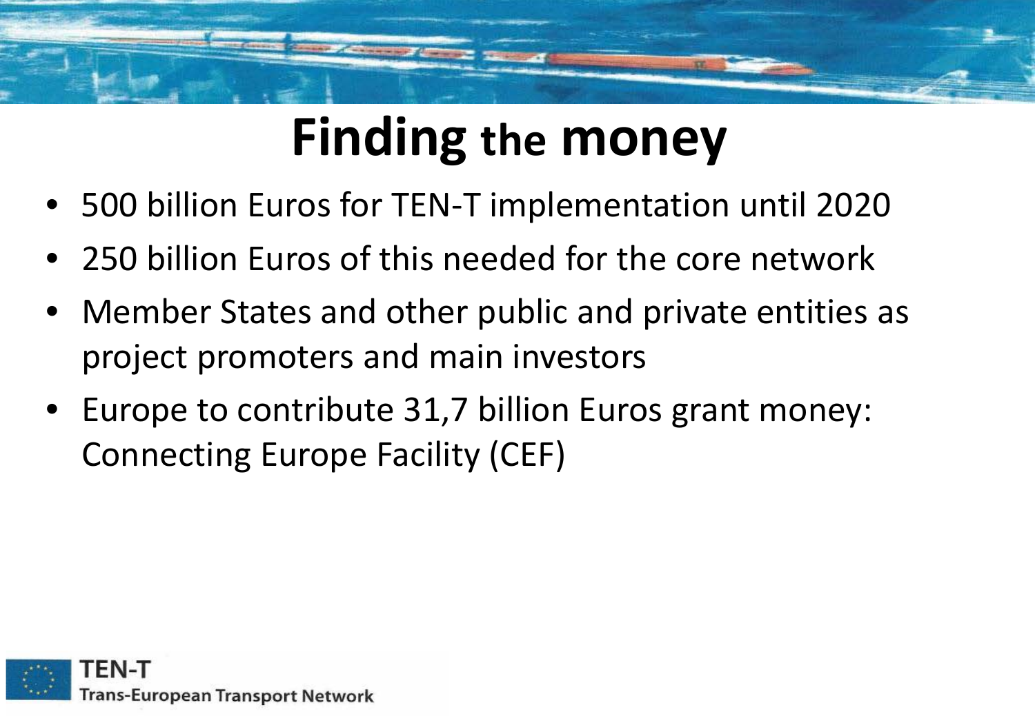# Finding the money

- 500 billion Euros for TEN-T implementation until 2020
- 250 billion Euros of this needed for the core network
- Member States and other public and private entities as project promoters and main investors
- Europe to contribute 31,7 billion Euros grant money: Connecting Europe Facility (CEF)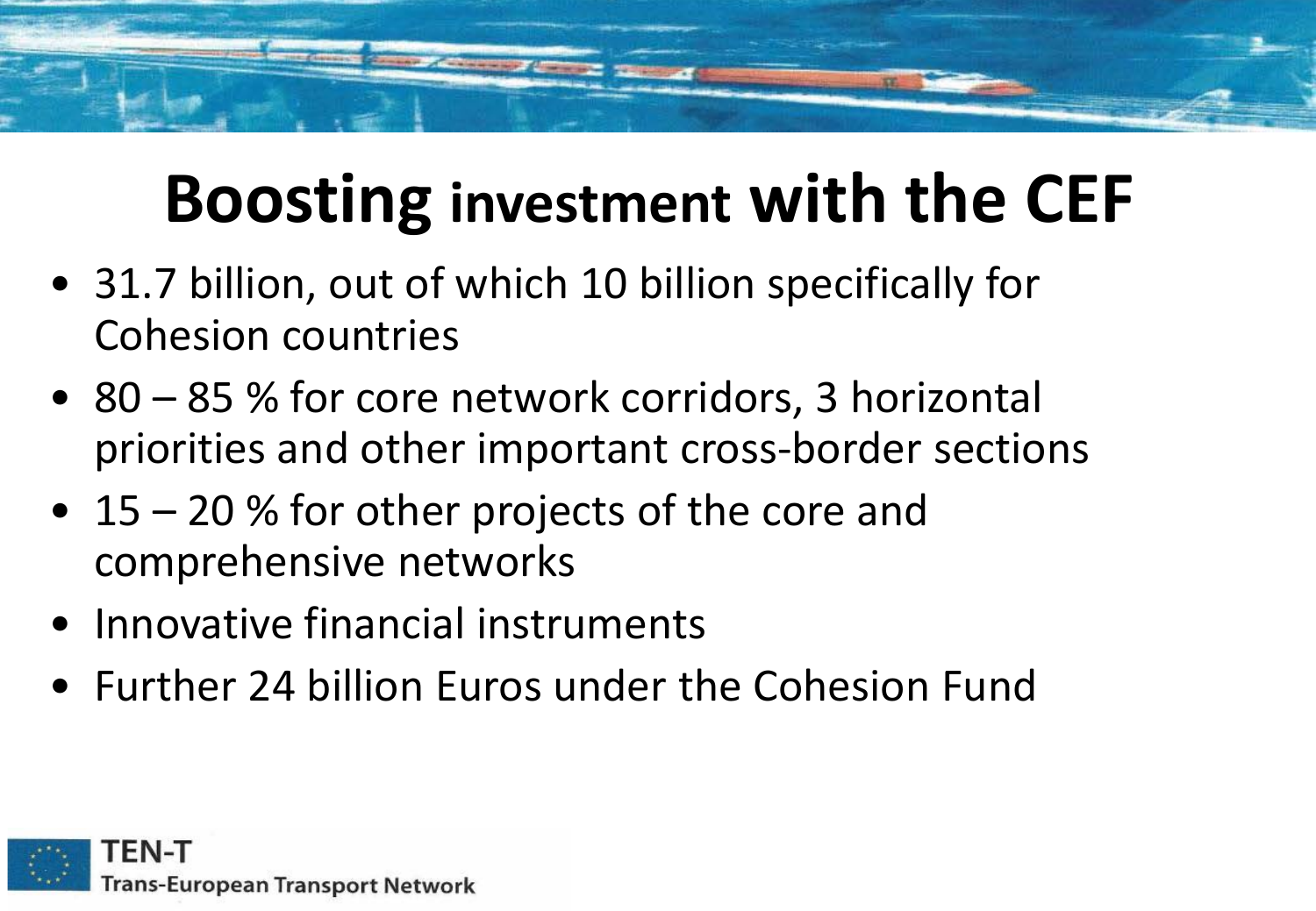# Boosting investment with the CEF

- 31.7 billion, out of which 10 billion specifically for Cohesion countries
- 80 – 85 % for core network corridors, 3 horizontal priorities and other important cross-border sections
- 15 – 20 % for other projects of the core and comprehensive networks
- Innovative financial instruments
- Further 24 billion Euros under the Cohesion Fund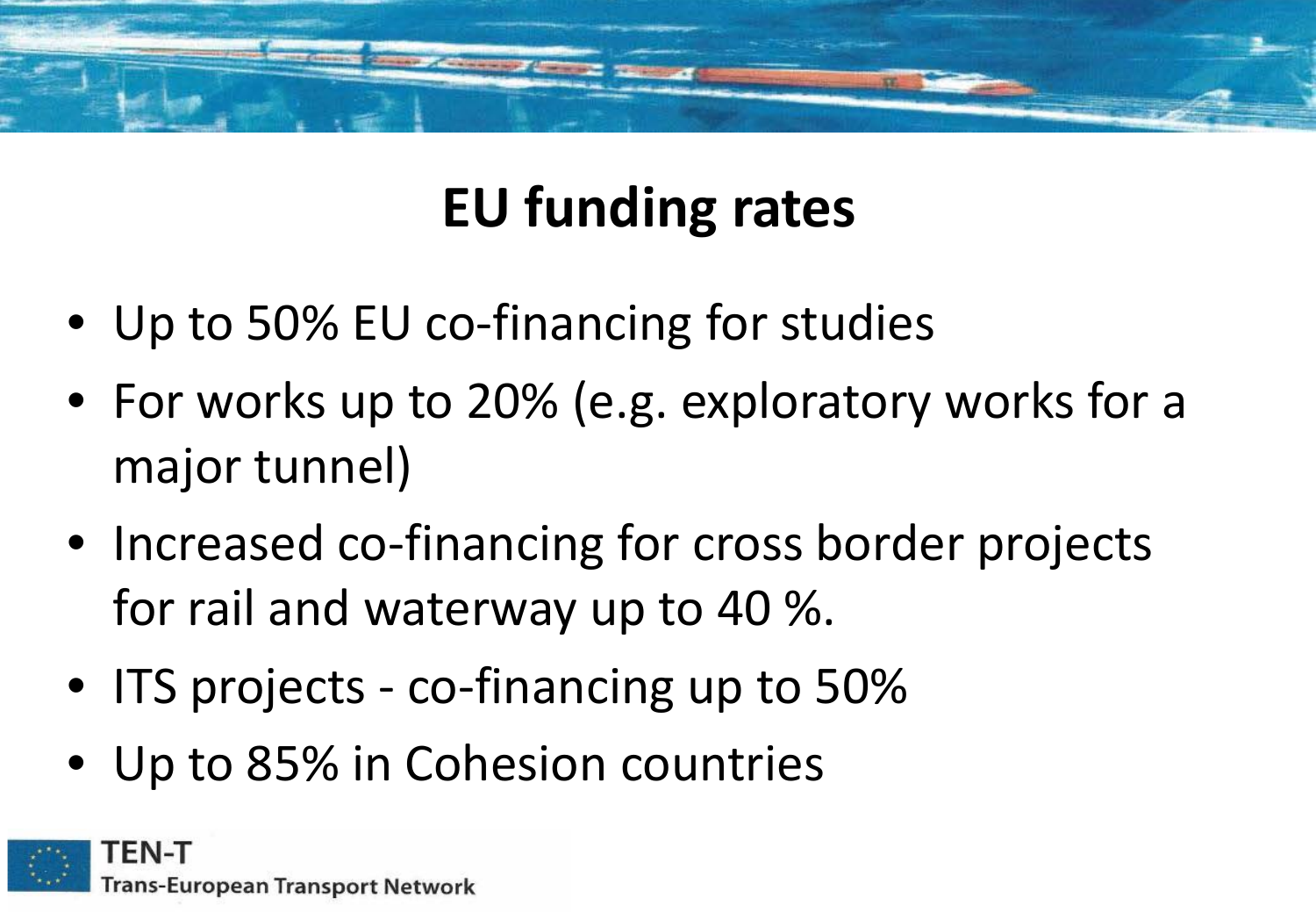# EU funding rates

- Up to 50% EU co-financing for studies
- For works up to 20% (e.g. exploratory works for a major tunnel)
- Increased co-financing for cross border projects for rail and waterway up to 40 %.
- ITS projects - co-financing up to 50%
- Up to 85% in Cohesion countries

TEN-T
Trans-European Transport Network